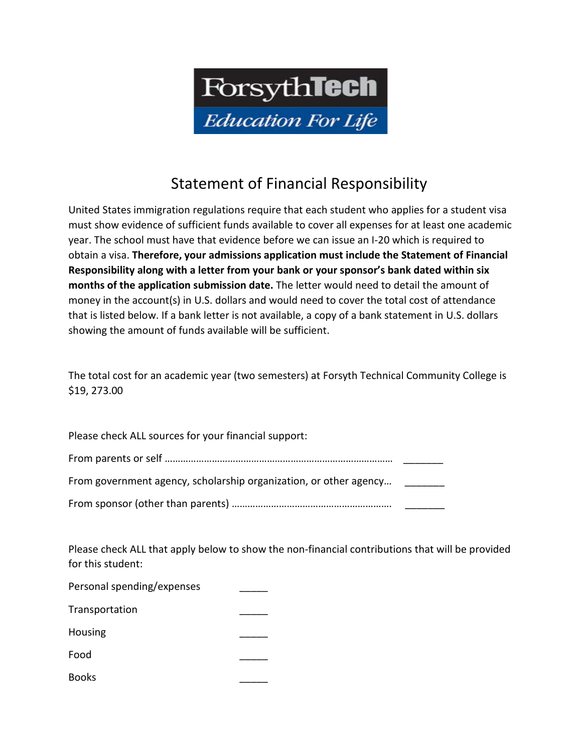ForsythTech

*Education For Life*

# Statement of Financial Responsibility

United States immigration regulations require that each student who applies for a student visa must show evidence of sufficient funds available to cover all expenses for at least one academic year. The school must have that evidence before we can issue an I-20 which is required to obtain a visa. **Therefore, your admissions application must include the Statement of Financial Responsibility along with a letter from your bank or your sponsor's bank dated within six months of the application submission date.** The letter would need to detail the amount of money in the account(s) in U.S. dollars and would need to cover the total cost of attendance that is listed below. If a bank letter is not available, a copy of a bank statement in U.S. dollars showing the amount of funds available will be sufficient.

The total cost for an academic year (two semesters) at Forsyth Technical Community College is $19, 273.00

Please check ALL sources for your financial support:

From parents or self ………………………………………………………………………… _______

From government agency, scholarship organization, or other agency… _______

From sponsor (other than parents) …………………………………………………. _______

Please check ALL that apply below to show the non-financial contributions that will be provided for this student:

Personal spending/expenses _____

Transportation _____

Housing _____

Food _____

Books _____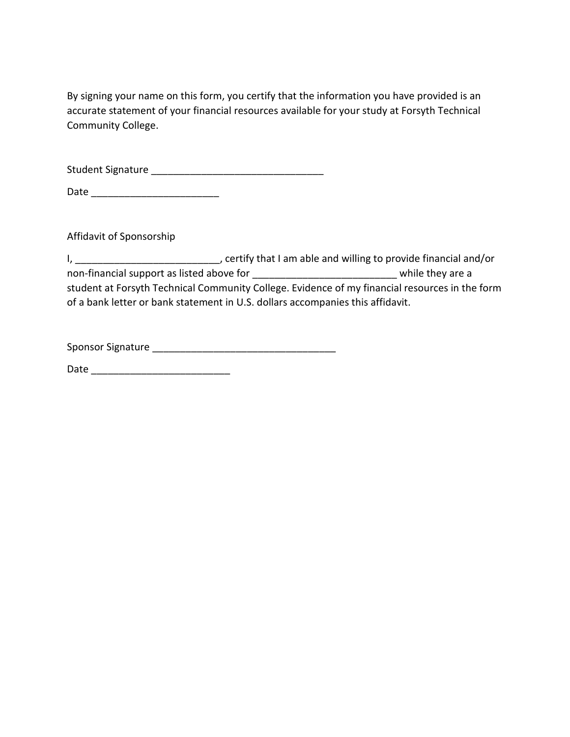By signing your name on this form, you certify that the information you have provided is an accurate statement of your financial resources available for your study at Forsyth Technical Community College.

Student Signature _______________________________

Date ______________________

Affidavit of Sponsorship

I, _________________________, certify that I am able and willing to provide financial and/or non-financial support as listed above for _________________________ while they are a student at Forsyth Technical Community College. Evidence of my financial resources in the form of a bank letter or bank statement in U.S. dollars accompanies this affidavit.

Sponsor Signature _________________________________

Date ________________________